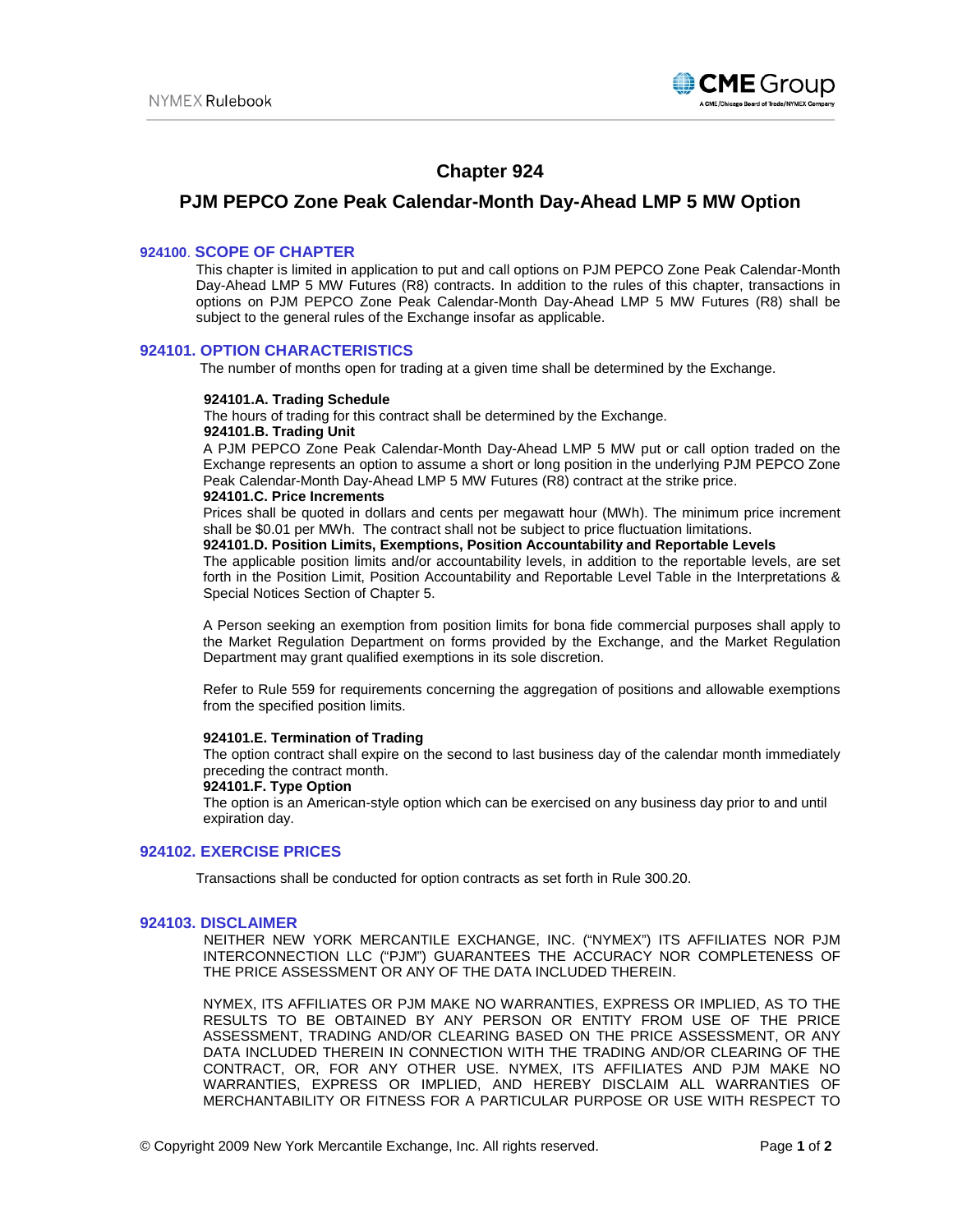# Chapter 924

## PJM PEPCO Zone Peak Calendar-Month Day-Ahead LMP 5 MW Option

### 924100. SCOPE OF CHAPTER

This chapter is limited in application to put and call options on PJM PEPCO Zone Peak Calendar-Month Day-Ahead LMP 5 MW Futures (R8) contracts. In addition to the rules of this chapter, transactions in options on PJM PEPCO Zone Peak Calendar-Month Day-Ahead LMP 5 MW Futures (R8) shall be subject to the general rules of the Exchange insofar as applicable.

### 924101. OPTION CHARACTERISTICS

The number of months open for trading at a given time shall be determined by the Exchange.

**924101.A. Trading Schedule**

The hours of trading for this contract shall be determined by the Exchange.

**924101.B. Trading Unit**

A PJM PEPCO Zone Peak Calendar-Month Day-Ahead LMP 5 MW put or call option traded on the Exchange represents an option to assume a short or long position in the underlying PJM PEPCO Zone Peak Calendar-Month Day-Ahead LMP 5 MW Futures (R8) contract at the strike price.

**924101.C. Price Increments**

Prices shall be quoted in dollars and cents per megawatt hour (MWh). The minimum price increment shall be $0.01 per MWh. The contract shall not be subject to price fluctuation limitations.

**924101.D. Position Limits, Exemptions, Position Accountability and Reportable Levels**

The applicable position limits and/or accountability levels, in addition to the reportable levels, are set forth in the Position Limit, Position Accountability and Reportable Level Table in the Interpretations & Special Notices Section of Chapter 5.

A Person seeking an exemption from position limits for bona fide commercial purposes shall apply to the Market Regulation Department on forms provided by the Exchange, and the Market Regulation Department may grant qualified exemptions in its sole discretion.

Refer to Rule 559 for requirements concerning the aggregation of positions and allowable exemptions from the specified position limits.

**924101.E. Termination of Trading**

The option contract shall expire on the second to last business day of the calendar month immediately preceding the contract month.

**924101.F. Type Option**

The option is an American-style option which can be exercised on any business day prior to and until expiration day.

### 924102. EXERCISE PRICES

Transactions shall be conducted for option contracts as set forth in Rule 300.20.

### 924103. DISCLAIMER

NEITHER NEW YORK MERCANTILE EXCHANGE, INC. ("NYMEX") ITS AFFILIATES NOR PJM INTERCONNECTION LLC ("PJM") GUARANTEES THE ACCURACY NOR COMPLETENESS OF THE PRICE ASSESSMENT OR ANY OF THE DATA INCLUDED THEREIN.

NYMEX, ITS AFFILIATES OR PJM MAKE NO WARRANTIES, EXPRESS OR IMPLIED, AS TO THE RESULTS TO BE OBTAINED BY ANY PERSON OR ENTITY FROM USE OF THE PRICE ASSESSMENT, TRADING AND/OR CLEARING BASED ON THE PRICE ASSESSMENT, OR ANY DATA INCLUDED THEREIN IN CONNECTION WITH THE TRADING AND/OR CLEARING OF THE CONTRACT, OR, FOR ANY OTHER USE. NYMEX, ITS AFFILIATES AND PJM MAKE NO WARRANTIES, EXPRESS OR IMPLIED, AND HEREBY DISCLAIM ALL WARRANTIES OF MERCHANTABILITY OR FITNESS FOR A PARTICULAR PURPOSE OR USE WITH RESPECT TO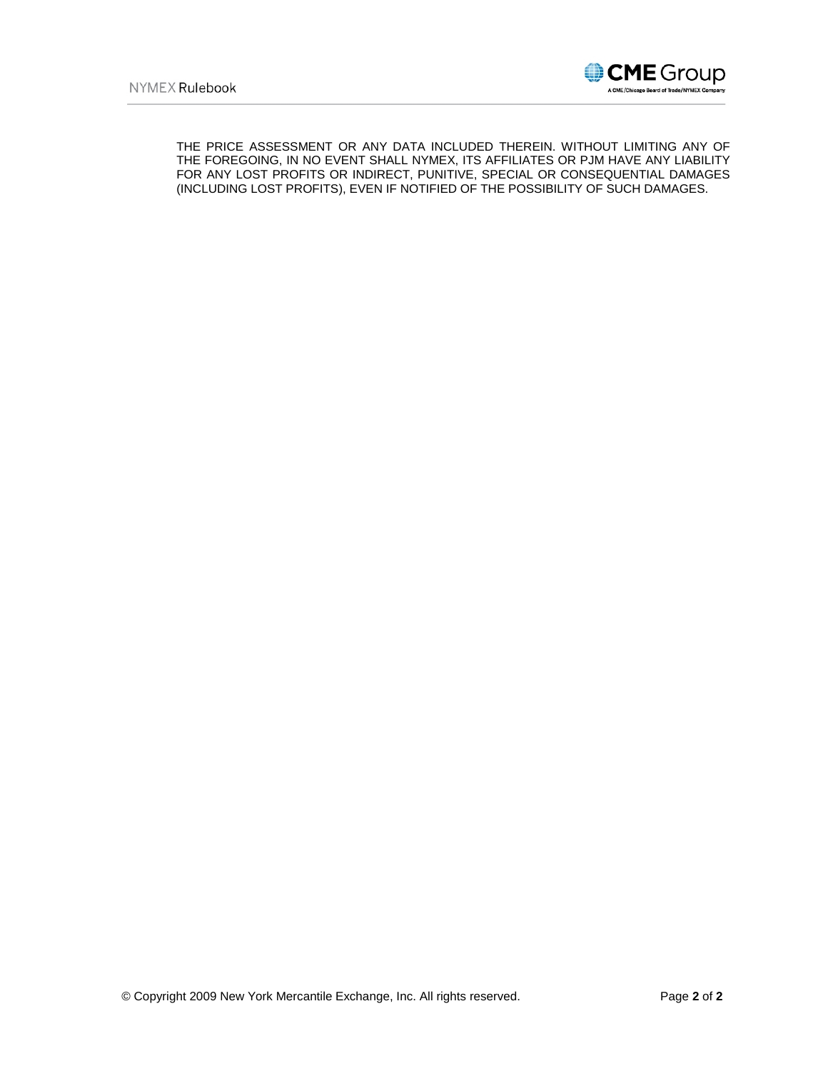THE PRICE ASSESSMENT OR ANY DATA INCLUDED THEREIN. WITHOUT LIMITING ANY OF THE FOREGOING, IN NO EVENT SHALL NYMEX, ITS AFFILIATES OR PJM HAVE ANY LIABILITY FOR ANY LOST PROFITS OR INDIRECT, PUNITIVE, SPECIAL OR CONSEQUENTIAL DAMAGES (INCLUDING LOST PROFITS), EVEN IF NOTIFIED OF THE POSSIBILITY OF SUCH DAMAGES.